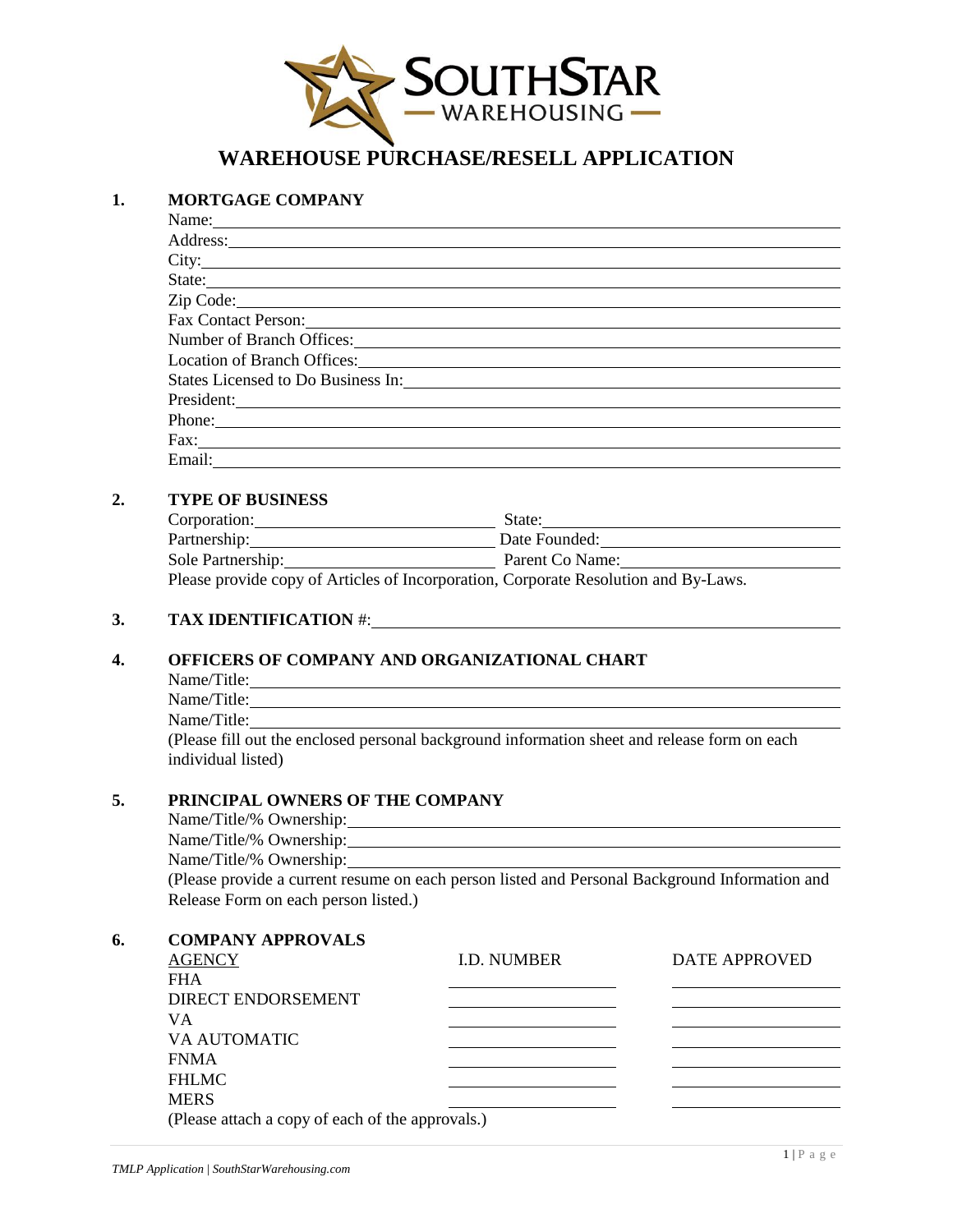SOUTHSTAR WAREHOUSING

# WAREHOUSE PURCHASE/RESELL APPLICATION

## 1. MORTGAGE COMPANY

Name: \_\_\_\_\_\_\_\_\_\_

Address: \_\_\_\_\_\_\_\_\_\_

City: \_\_\_\_\_\_\_\_\_\_

State: \_\_\_\_\_\_\_\_\_\_

Zip Code: \_\_\_\_\_\_\_\_\_\_

Fax Contact Person: \_\_\_\_\_\_\_\_\_\_

Number of Branch Offices: \_\_\_\_\_\_\_\_\_\_

Location of Branch Offices: \_\_\_\_\_\_\_\_\_\_

States Licensed to Do Business In: \_\_\_\_\_\_\_\_\_\_

President: \_\_\_\_\_\_\_\_\_\_

Phone: \_\_\_\_\_\_\_\_\_\_

Fax: \_\_\_\_\_\_\_\_\_\_

Email: \_\_\_\_\_\_\_\_\_\_

## 2. TYPE OF BUSINESS

Corporation: \_\_\_\_\_\_\_\_\_\_ State: \_\_\_\_\_\_\_\_\_\_

Partnership: \_\_\_\_\_\_\_\_\_\_ Date Founded: \_\_\_\_\_\_\_\_\_\_

Sole Partnership: \_\_\_\_\_\_\_\_\_\_ Parent Co Name: \_\_\_\_\_\_\_\_\_\_

Please provide copy of Articles of Incorporation, Corporate Resolution and By-Laws.

## 3. TAX IDENTIFICATION #: \_\_\_\_\_\_\_\_\_\_

## 4. OFFICERS OF COMPANY AND ORGANIZATIONAL CHART

Name/Title: \_\_\_\_\_\_\_\_\_\_

Name/Title: \_\_\_\_\_\_\_\_\_\_

Name/Title: \_\_\_\_\_\_\_\_\_\_

(Please fill out the enclosed personal background information sheet and release form on each individual listed)

## 5. PRINCIPAL OWNERS OF THE COMPANY

Name/Title/% Ownership: \_\_\_\_\_\_\_\_\_\_

Name/Title/% Ownership: \_\_\_\_\_\_\_\_\_\_

Name/Title/% Ownership: \_\_\_\_\_\_\_\_\_\_

(Please provide a current resume on each person listed and Personal Background Information and Release Form on each person listed.)

## 6. COMPANY APPROVALS

| AGENCY | I.D. NUMBER | DATE APPROVED |
|---|---|---|
| FHA | | |
| DIRECT ENDORSEMENT | | |
| VA | | |
| VA AUTOMATIC | | |
| FNMA | | |
| FHLMC | | |
| MERS | | |

(Please attach a copy of each of the approvals.)

*TMLP Application | SouthStarWarehousing.com*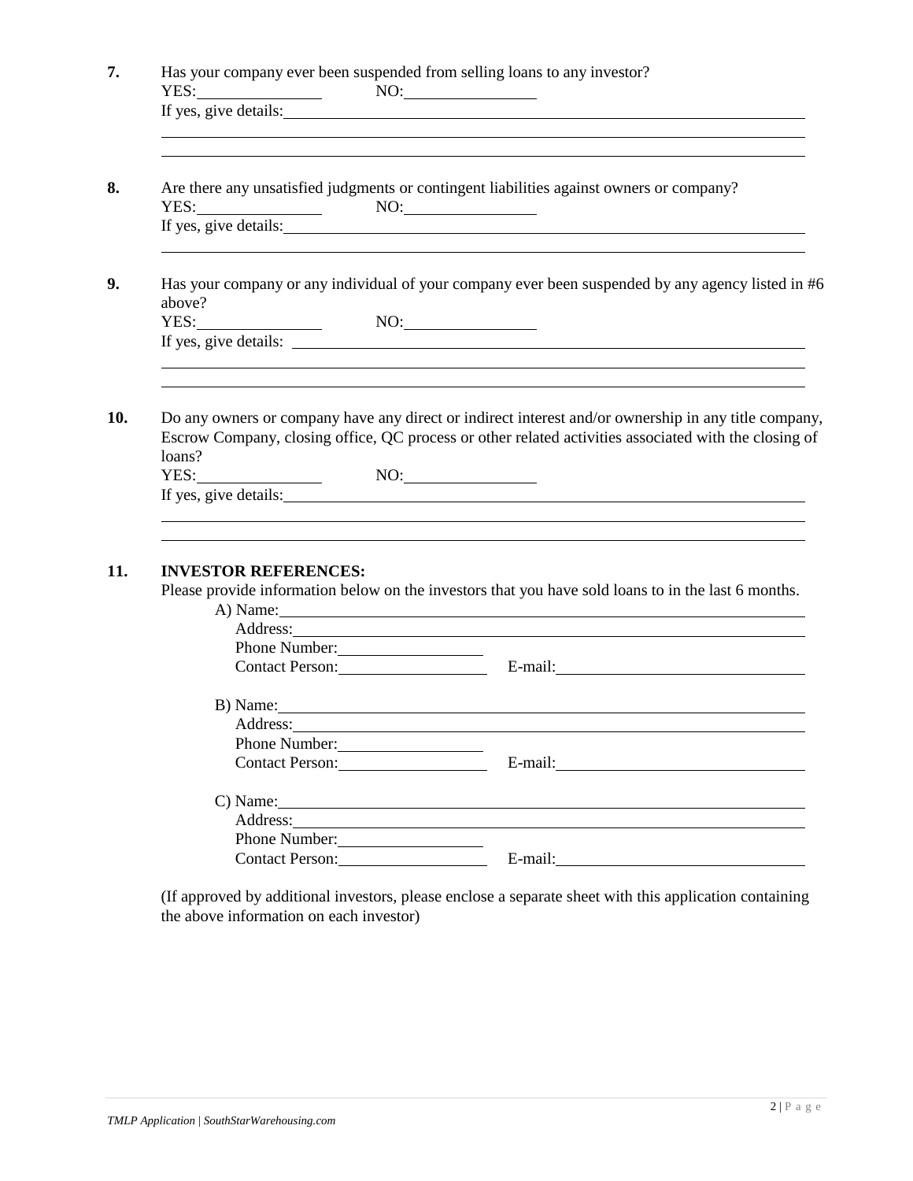**7.** Has your company ever been suspended from selling loans to any investor?

YES:________ NO:________

If yes, give details:________________________________________

________________________________________

________________________________________

**8.** Are there any unsatisfied judgments or contingent liabilities against owners or company?

YES:________ NO:________

If yes, give details:________________________________________

________________________________________

**9.** Has your company or any individual of your company ever been suspended by any agency listed in #6 above?

YES:________ NO:________

If yes, give details: ________________________________________

________________________________________

________________________________________

**10.** Do any owners or company have any direct or indirect interest and/or ownership in any title company, Escrow Company, closing office, QC process or other related activities associated with the closing of loans?

YES:________ NO:________

If yes, give details:________________________________________

________________________________________

________________________________________

**11. INVESTOR REFERENCES:**

Please provide information below on the investors that you have sold loans to in the last 6 months.

A) Name:________________________________________
Address:________________________________________
Phone Number:________________
Contact Person:________________ E-mail:________________________

B) Name:________________________________________
Address:________________________________________
Phone Number:________________
Contact Person:________________ E-mail:________________________

C) Name:________________________________________
Address:________________________________________
Phone Number:________________
Contact Person:________________ E-mail:________________________

(If approved by additional investors, please enclose a separate sheet with this application containing the above information on each investor)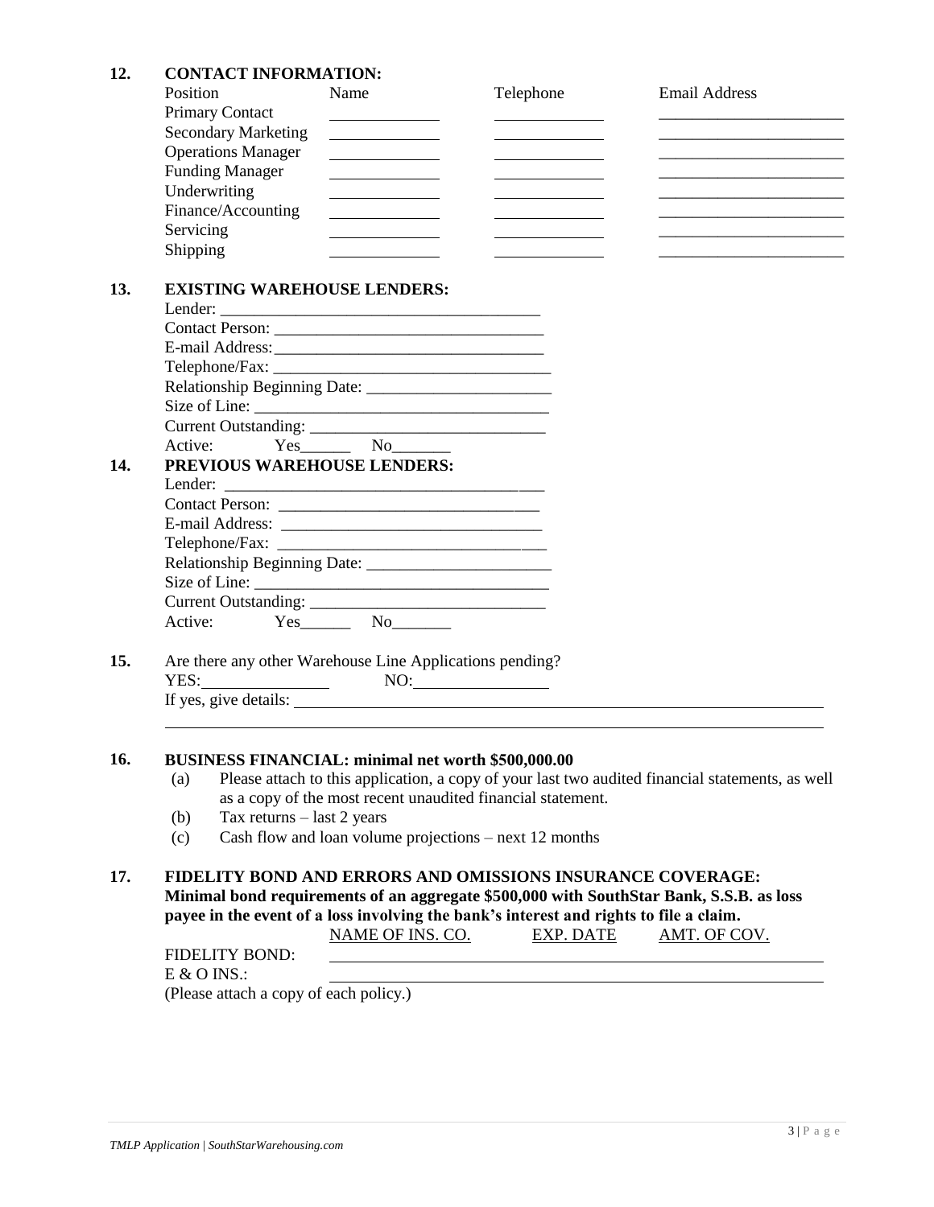**12. CONTACT INFORMATION:**

| Position | Name | Telephone | Email Address |
|---|---|---|---|
| Primary Contact | | | |
| Secondary Marketing | | | |
| Operations Manager | | | |
| Funding Manager | | | |
| Underwriting | | | |
| Finance/Accounting | | | |
| Servicing | | | |
| Shipping | | | |

**13. EXISTING WAREHOUSE LENDERS:**

Lender: ________________________________________

Contact Person: ________________________________

E-mail Address: ________________________________

Telephone/Fax: _________________________________

Relationship Beginning Date: ______________________

Size of Line: ___________________________________

Current Outstanding: _____________________________

Active: Yes______ No_______

**14. PREVIOUS WAREHOUSE LENDERS:**

Lender: ________________________________________

Contact Person: ________________________________

E-mail Address: ________________________________

Telephone/Fax: _________________________________

Relationship Beginning Date: ______________________

Size of Line: ___________________________________

Current Outstanding: _____________________________

Active: Yes______ No_______

**15.** Are there any other Warehouse Line Applications pending?

YES:________________ NO:________________

If yes, give details: ____________________________________________________________

____________________________________________________________

**16. BUSINESS FINANCIAL: minimal net worth $500,000.00**

(a) Please attach to this application, a copy of your last two audited financial statements, as well as a copy of the most recent unaudited financial statement.

(b) Tax returns – last 2 years

(c) Cash flow and loan volume projections – next 12 months

**17. FIDELITY BOND AND ERRORS AND OMISSIONS INSURANCE COVERAGE: Minimal bond requirements of an aggregate $500,000 with SouthStar Bank, S.S.B. as loss payee in the event of a loss involving the bank's interest and rights to file a claim.**

| | NAME OF INS. CO. | EXP. DATE | AMT. OF COV. |
|---|---|---|---|
| FIDELITY BOND: | | | |
| E & O INS.: | | | |

(Please attach a copy of each policy.)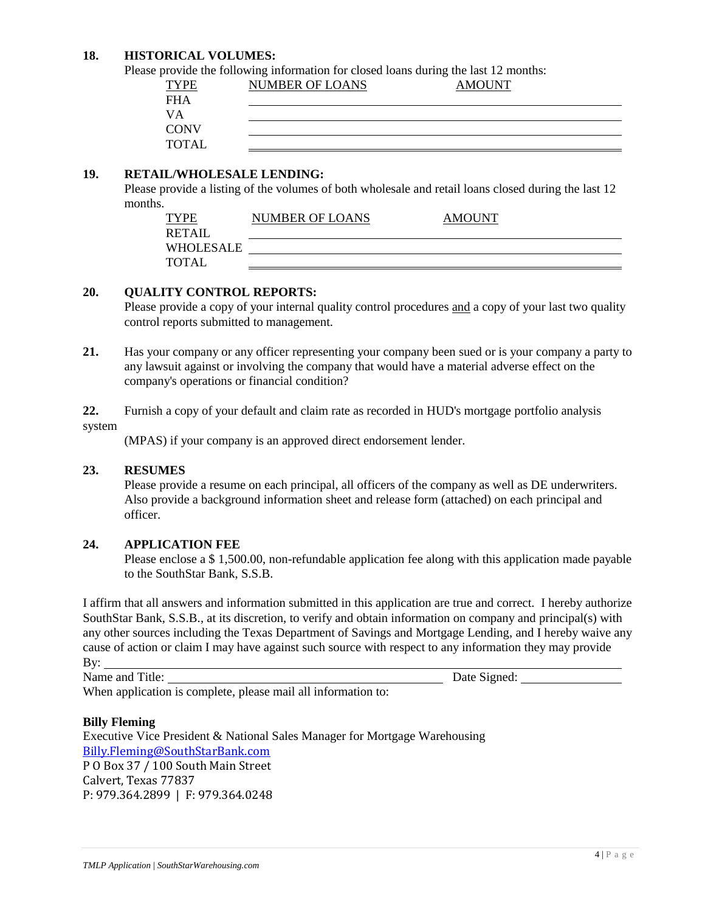**18. HISTORICAL VOLUMES:**

Please provide the following information for closed loans during the last 12 months:

| TYPE | NUMBER OF LOANS | AMOUNT |
|---|---|---|
| FHA | | |
| VA | | |
| CONV | | |
| TOTAL | | |

**19. RETAIL/WHOLESALE LENDING:**

Please provide a listing of the volumes of both wholesale and retail loans closed during the last 12 months.

| TYPE | NUMBER OF LOANS | AMOUNT |
|---|---|---|
| RETAIL | | |
| WHOLESALE | | |
| TOTAL | | |

**20. QUALITY CONTROL REPORTS:**

Please provide a copy of your internal quality control procedures and a copy of your last two quality control reports submitted to management.

**21.** Has your company or any officer representing your company been sued or is your company a party to any lawsuit against or involving the company that would have a material adverse effect on the company's operations or financial condition?

**22.** Furnish a copy of your default and claim rate as recorded in HUD's mortgage portfolio analysis system (MPAS) if your company is an approved direct endorsement lender.

**23. RESUMES**

Please provide a resume on each principal, all officers of the company as well as DE underwriters. Also provide a background information sheet and release form (attached) on each principal and officer.

**24. APPLICATION FEE**

Please enclose a $ 1,500.00, non-refundable application fee along with this application made payable to the SouthStar Bank, S.S.B.

I affirm that all answers and information submitted in this application are true and correct. I hereby authorize SouthStar Bank, S.S.B., at its discretion, to verify and obtain information on company and principal(s) with any other sources including the Texas Department of Savings and Mortgage Lending, and I hereby waive any cause of action or claim I may have against such source with respect to any information they may provide

By: ____________________________________________

Name and Title: ____________________________ Date Signed: ______________

When application is complete, please mail all information to:

**Billy Fleming**
Executive Vice President & National Sales Manager for Mortgage Warehousing
Billy.Fleming@SouthStarBank.com
P O Box 37 / 100 South Main Street
Calvert, Texas 77837
P: 979.364.2899 | F: 979.364.0248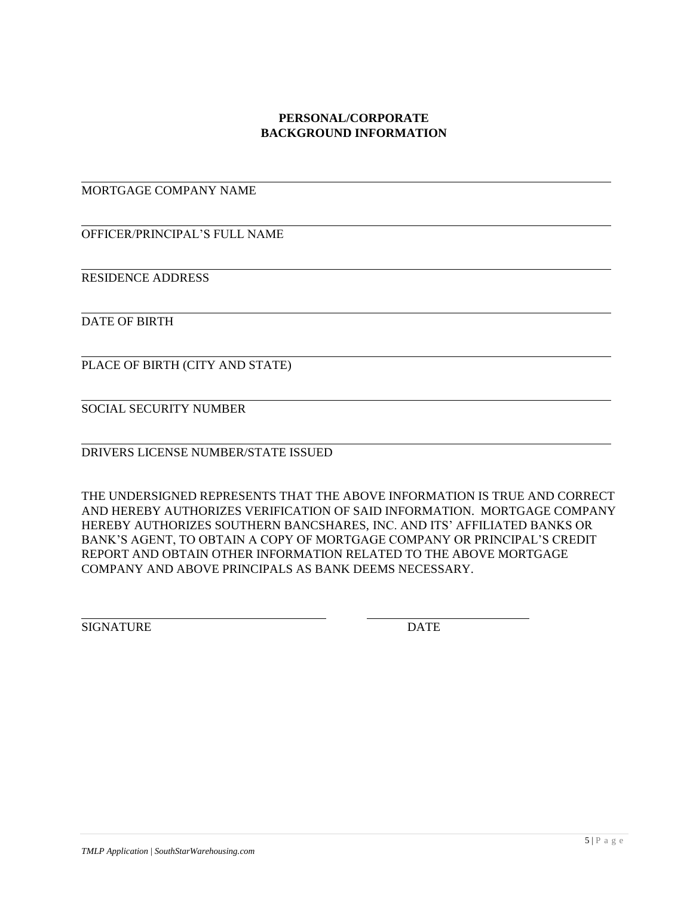**PERSONAL/CORPORATE**
**BACKGROUND INFORMATION**

\_\_\_\_\_\_\_\_\_\_\_\_\_\_\_\_\_\_\_\_\_\_\_\_\_\_\_\_\_\_\_\_\_\_\_\_\_\_\_\_\_\_\_\_\_\_\_\_\_\_\_\_\_\_\_\_\_\_\_\_

MORTGAGE COMPANY NAME

\_\_\_\_\_\_\_\_\_\_\_\_\_\_\_\_\_\_\_\_\_\_\_\_\_\_\_\_\_\_\_\_\_\_\_\_\_\_\_\_\_\_\_\_\_\_\_\_\_\_\_\_\_\_\_\_\_\_\_\_

OFFICER/PRINCIPAL'S FULL NAME

\_\_\_\_\_\_\_\_\_\_\_\_\_\_\_\_\_\_\_\_\_\_\_\_\_\_\_\_\_\_\_\_\_\_\_\_\_\_\_\_\_\_\_\_\_\_\_\_\_\_\_\_\_\_\_\_\_\_\_\_

RESIDENCE ADDRESS

\_\_\_\_\_\_\_\_\_\_\_\_\_\_\_\_\_\_\_\_\_\_\_\_\_\_\_\_\_\_\_\_\_\_\_\_\_\_\_\_\_\_\_\_\_\_\_\_\_\_\_\_\_\_\_\_\_\_\_\_

DATE OF BIRTH

\_\_\_\_\_\_\_\_\_\_\_\_\_\_\_\_\_\_\_\_\_\_\_\_\_\_\_\_\_\_\_\_\_\_\_\_\_\_\_\_\_\_\_\_\_\_\_\_\_\_\_\_\_\_\_\_\_\_\_\_

PLACE OF BIRTH (CITY AND STATE)

\_\_\_\_\_\_\_\_\_\_\_\_\_\_\_\_\_\_\_\_\_\_\_\_\_\_\_\_\_\_\_\_\_\_\_\_\_\_\_\_\_\_\_\_\_\_\_\_\_\_\_\_\_\_\_\_\_\_\_\_

SOCIAL SECURITY NUMBER

\_\_\_\_\_\_\_\_\_\_\_\_\_\_\_\_\_\_\_\_\_\_\_\_\_\_\_\_\_\_\_\_\_\_\_\_\_\_\_\_\_\_\_\_\_\_\_\_\_\_\_\_\_\_\_\_\_\_\_\_

DRIVERS LICENSE NUMBER/STATE ISSUED

THE UNDERSIGNED REPRESENTS THAT THE ABOVE INFORMATION IS TRUE AND CORRECT AND HEREBY AUTHORIZES VERIFICATION OF SAID INFORMATION. MORTGAGE COMPANY HEREBY AUTHORIZES SOUTHERN BANCSHARES, INC. AND ITS' AFFILIATED BANKS OR BANK'S AGENT, TO OBTAIN A COPY OF MORTGAGE COMPANY OR PRINCIPAL'S CREDIT REPORT AND OBTAIN OTHER INFORMATION RELATED TO THE ABOVE MORTGAGE COMPANY AND ABOVE PRINCIPALS AS BANK DEEMS NECESSARY.

\_\_\_\_\_\_\_\_\_\_\_\_\_\_\_\_\_\_\_\_\_\_\_\_\_\_\_\_\_\_ \_\_\_\_\_\_\_\_\_\_\_\_\_\_\_\_\_\_\_\_

SIGNATURE DATE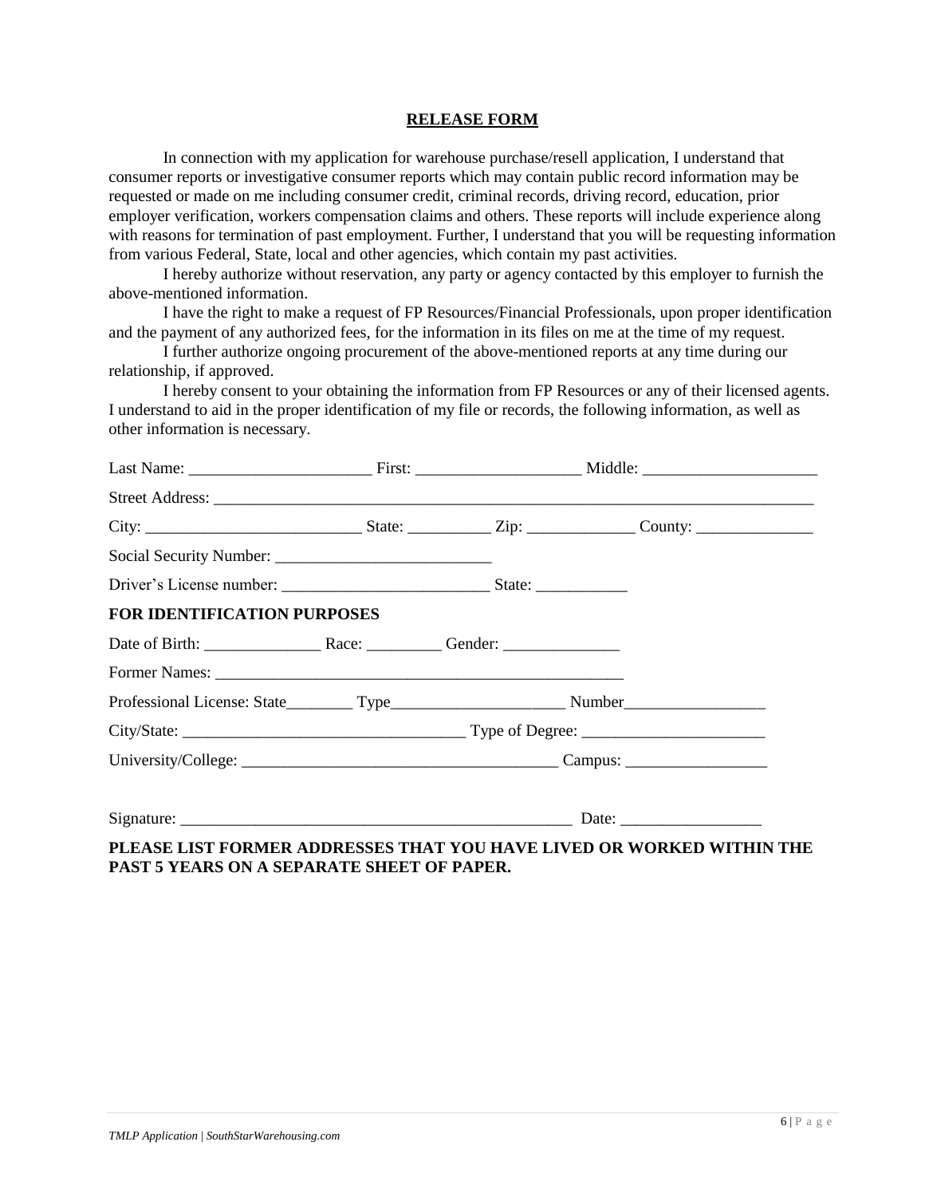## RELEASE FORM

In connection with my application for warehouse purchase/resell application, I understand that consumer reports or investigative consumer reports which may contain public record information may be requested or made on me including consumer credit, criminal records, driving record, education, prior employer verification, workers compensation claims and others. These reports will include experience along with reasons for termination of past employment. Further, I understand that you will be requesting information from various Federal, State, local and other agencies, which contain my past activities.

I hereby authorize without reservation, any party or agency contacted by this employer to furnish the above-mentioned information.

I have the right to make a request of FP Resources/Financial Professionals, upon proper identification and the payment of any authorized fees, for the information in its files on me at the time of my request.

I further authorize ongoing procurement of the above-mentioned reports at any time during our relationship, if approved.

I hereby consent to your obtaining the information from FP Resources or any of their licensed agents. I understand to aid in the proper identification of my file or records, the following information, as well as other information is necessary.

Last Name: ______________________ First: ____________________ Middle: _____________________

Street Address: ___________________________________________________________________________

City: __________________________ State: __________ Zip: _____________ County: ______________

Social Security Number: __________________________

Driver's License number: _________________________ State: ___________

**FOR IDENTIFICATION PURPOSES**

Date of Birth: ______________ Race: _________ Gender: ______________

Former Names: ___________________________________________________

Professional License: State________ Type_____________________ Number_________________

City/State: __________________________________ Type of Degree: ______________________

University/College: ______________________________________ Campus: _________________

Signature: ________________________________________________ Date: _________________

**PLEASE LIST FORMER ADDRESSES THAT YOU HAVE LIVED OR WORKED WITHIN THE PAST 5 YEARS ON A SEPARATE SHEET OF PAPER.**